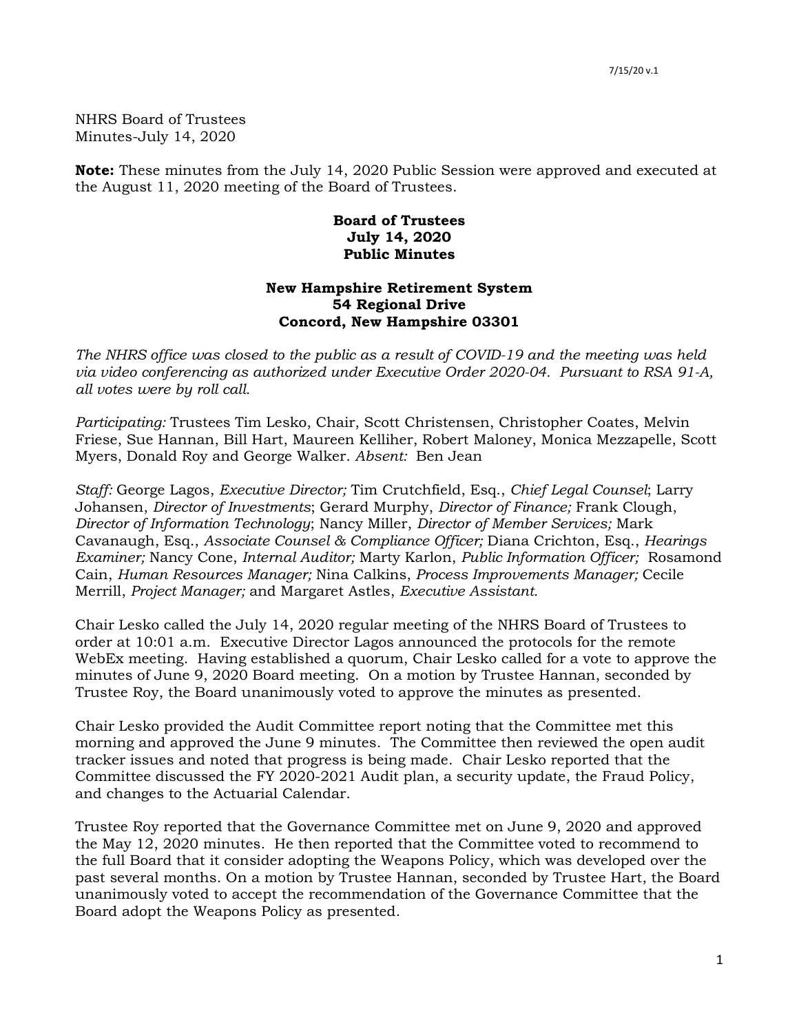NHRS Board of Trustees
Minutes-July 14, 2020

**Note:** These minutes from the July 14, 2020 Public Session were approved and executed at the August 11, 2020 meeting of the Board of Trustees.

**Board of Trustees**
**July 14, 2020**
**Public Minutes**

**New Hampshire Retirement System**
**54 Regional Drive**
**Concord, New Hampshire 03301**

*The NHRS office was closed to the public as a result of COVID-19 and the meeting was held via video conferencing as authorized under Executive Order 2020-04. Pursuant to RSA 91-A, all votes were by roll call.*

*Participating:* Trustees Tim Lesko, Chair, Scott Christensen, Christopher Coates, Melvin Friese, Sue Hannan, Bill Hart, Maureen Kelliher, Robert Maloney, Monica Mezzapelle, Scott Myers, Donald Roy and George Walker. *Absent:* Ben Jean

*Staff:* George Lagos, *Executive Director;* Tim Crutchfield, Esq., *Chief Legal Counsel*; Larry Johansen, *Director of Investments*; Gerard Murphy, *Director of Finance;* Frank Clough, *Director of Information Technology*; Nancy Miller, *Director of Member Services;* Mark Cavanaugh, Esq., *Associate Counsel & Compliance Officer;* Diana Crichton, Esq., *Hearings Examiner;* Nancy Cone, *Internal Auditor;* Marty Karlon, *Public Information Officer;* Rosamond Cain, *Human Resources Manager;* Nina Calkins, *Process Improvements Manager;* Cecile Merrill, *Project Manager;* and Margaret Astles, *Executive Assistant.*

Chair Lesko called the July 14, 2020 regular meeting of the NHRS Board of Trustees to order at 10:01 a.m. Executive Director Lagos announced the protocols for the remote WebEx meeting. Having established a quorum, Chair Lesko called for a vote to approve the minutes of June 9, 2020 Board meeting. On a motion by Trustee Hannan, seconded by Trustee Roy, the Board unanimously voted to approve the minutes as presented.

Chair Lesko provided the Audit Committee report noting that the Committee met this morning and approved the June 9 minutes. The Committee then reviewed the open audit tracker issues and noted that progress is being made. Chair Lesko reported that the Committee discussed the FY 2020-2021 Audit plan, a security update, the Fraud Policy, and changes to the Actuarial Calendar.

Trustee Roy reported that the Governance Committee met on June 9, 2020 and approved the May 12, 2020 minutes. He then reported that the Committee voted to recommend to the full Board that it consider adopting the Weapons Policy, which was developed over the past several months. On a motion by Trustee Hannan, seconded by Trustee Hart, the Board unanimously voted to accept the recommendation of the Governance Committee that the Board adopt the Weapons Policy as presented.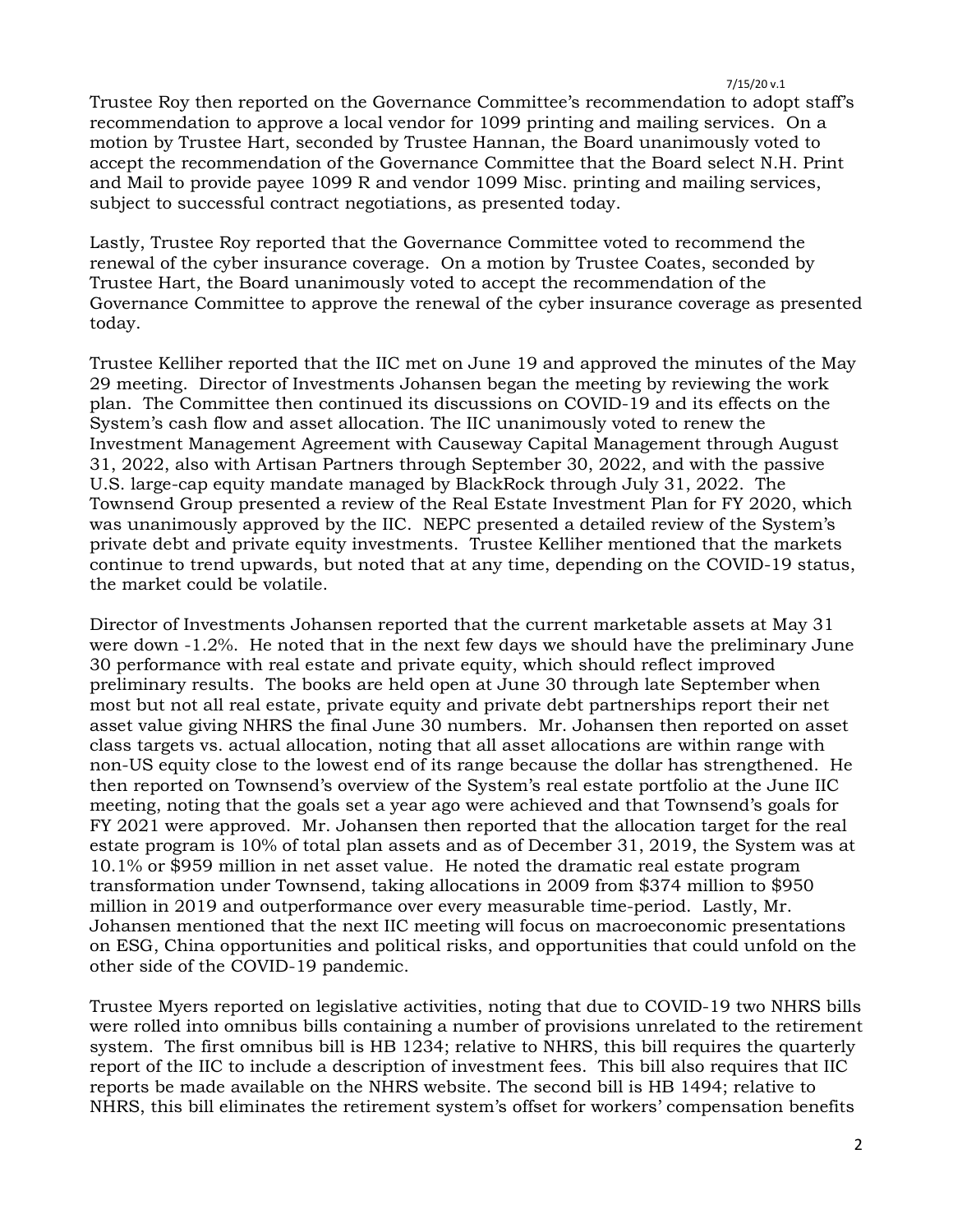Trustee Roy then reported on the Governance Committee's recommendation to adopt staff's recommendation to approve a local vendor for 1099 printing and mailing services. On a motion by Trustee Hart, seconded by Trustee Hannan, the Board unanimously voted to accept the recommendation of the Governance Committee that the Board select N.H. Print and Mail to provide payee 1099 R and vendor 1099 Misc. printing and mailing services, subject to successful contract negotiations, as presented today.

Lastly, Trustee Roy reported that the Governance Committee voted to recommend the renewal of the cyber insurance coverage. On a motion by Trustee Coates, seconded by Trustee Hart, the Board unanimously voted to accept the recommendation of the Governance Committee to approve the renewal of the cyber insurance coverage as presented today.

Trustee Kelliher reported that the IIC met on June 19 and approved the minutes of the May 29 meeting. Director of Investments Johansen began the meeting by reviewing the work plan. The Committee then continued its discussions on COVID-19 and its effects on the System's cash flow and asset allocation. The IIC unanimously voted to renew the Investment Management Agreement with Causeway Capital Management through August 31, 2022, also with Artisan Partners through September 30, 2022, and with the passive U.S. large-cap equity mandate managed by BlackRock through July 31, 2022. The Townsend Group presented a review of the Real Estate Investment Plan for FY 2020, which was unanimously approved by the IIC. NEPC presented a detailed review of the System's private debt and private equity investments. Trustee Kelliher mentioned that the markets continue to trend upwards, but noted that at any time, depending on the COVID-19 status, the market could be volatile.

Director of Investments Johansen reported that the current marketable assets at May 31 were down -1.2%. He noted that in the next few days we should have the preliminary June 30 performance with real estate and private equity, which should reflect improved preliminary results. The books are held open at June 30 through late September when most but not all real estate, private equity and private debt partnerships report their net asset value giving NHRS the final June 30 numbers. Mr. Johansen then reported on asset class targets vs. actual allocation, noting that all asset allocations are within range with non-US equity close to the lowest end of its range because the dollar has strengthened. He then reported on Townsend's overview of the System's real estate portfolio at the June IIC meeting, noting that the goals set a year ago were achieved and that Townsend's goals for FY 2021 were approved. Mr. Johansen then reported that the allocation target for the real estate program is 10% of total plan assets and as of December 31, 2019, the System was at 10.1% or $959 million in net asset value. He noted the dramatic real estate program transformation under Townsend, taking allocations in 2009 from $374 million to $950 million in 2019 and outperformance over every measurable time-period. Lastly, Mr. Johansen mentioned that the next IIC meeting will focus on macroeconomic presentations on ESG, China opportunities and political risks, and opportunities that could unfold on the other side of the COVID-19 pandemic.

Trustee Myers reported on legislative activities, noting that due to COVID-19 two NHRS bills were rolled into omnibus bills containing a number of provisions unrelated to the retirement system. The first omnibus bill is HB 1234; relative to NHRS, this bill requires the quarterly report of the IIC to include a description of investment fees. This bill also requires that IIC reports be made available on the NHRS website. The second bill is HB 1494; relative to NHRS, this bill eliminates the retirement system's offset for workers' compensation benefits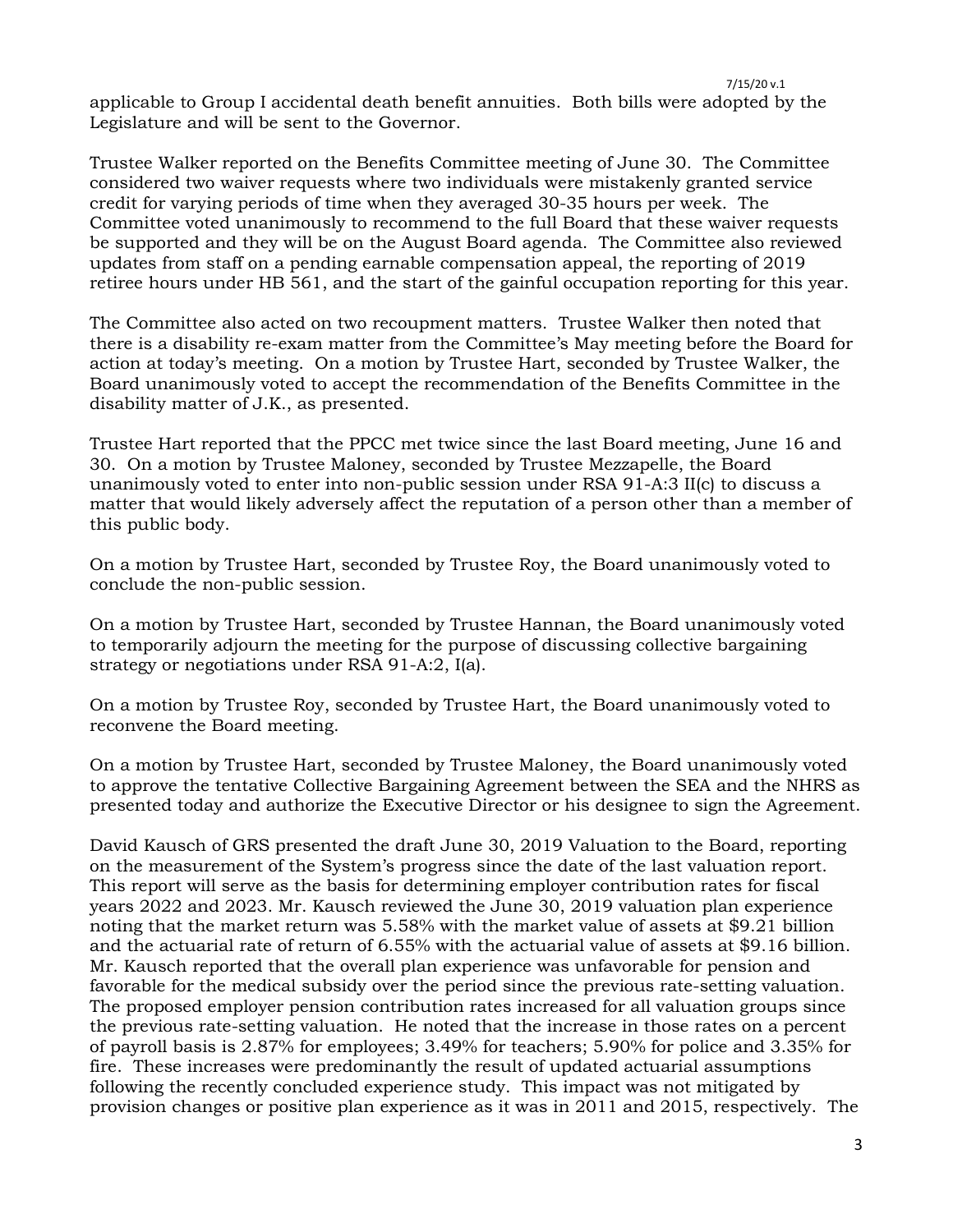applicable to Group I accidental death benefit annuities. Both bills were adopted by the Legislature and will be sent to the Governor.

Trustee Walker reported on the Benefits Committee meeting of June 30. The Committee considered two waiver requests where two individuals were mistakenly granted service credit for varying periods of time when they averaged 30-35 hours per week. The Committee voted unanimously to recommend to the full Board that these waiver requests be supported and they will be on the August Board agenda. The Committee also reviewed updates from staff on a pending earnable compensation appeal, the reporting of 2019 retiree hours under HB 561, and the start of the gainful occupation reporting for this year.

The Committee also acted on two recoupment matters. Trustee Walker then noted that there is a disability re-exam matter from the Committee's May meeting before the Board for action at today's meeting. On a motion by Trustee Hart, seconded by Trustee Walker, the Board unanimously voted to accept the recommendation of the Benefits Committee in the disability matter of J.K., as presented.

Trustee Hart reported that the PPCC met twice since the last Board meeting, June 16 and 30. On a motion by Trustee Maloney, seconded by Trustee Mezzapelle, the Board unanimously voted to enter into non-public session under RSA 91-A:3 II(c) to discuss a matter that would likely adversely affect the reputation of a person other than a member of this public body.

On a motion by Trustee Hart, seconded by Trustee Roy, the Board unanimously voted to conclude the non-public session.

On a motion by Trustee Hart, seconded by Trustee Hannan, the Board unanimously voted to temporarily adjourn the meeting for the purpose of discussing collective bargaining strategy or negotiations under RSA 91-A:2, I(a).

On a motion by Trustee Roy, seconded by Trustee Hart, the Board unanimously voted to reconvene the Board meeting.

On a motion by Trustee Hart, seconded by Trustee Maloney, the Board unanimously voted to approve the tentative Collective Bargaining Agreement between the SEA and the NHRS as presented today and authorize the Executive Director or his designee to sign the Agreement.

David Kausch of GRS presented the draft June 30, 2019 Valuation to the Board, reporting on the measurement of the System's progress since the date of the last valuation report. This report will serve as the basis for determining employer contribution rates for fiscal years 2022 and 2023. Mr. Kausch reviewed the June 30, 2019 valuation plan experience noting that the market return was 5.58% with the market value of assets at $9.21 billion and the actuarial rate of return of 6.55% with the actuarial value of assets at $9.16 billion. Mr. Kausch reported that the overall plan experience was unfavorable for pension and favorable for the medical subsidy over the period since the previous rate-setting valuation. The proposed employer pension contribution rates increased for all valuation groups since the previous rate-setting valuation. He noted that the increase in those rates on a percent of payroll basis is 2.87% for employees; 3.49% for teachers; 5.90% for police and 3.35% for fire. These increases were predominantly the result of updated actuarial assumptions following the recently concluded experience study. This impact was not mitigated by provision changes or positive plan experience as it was in 2011 and 2015, respectively. The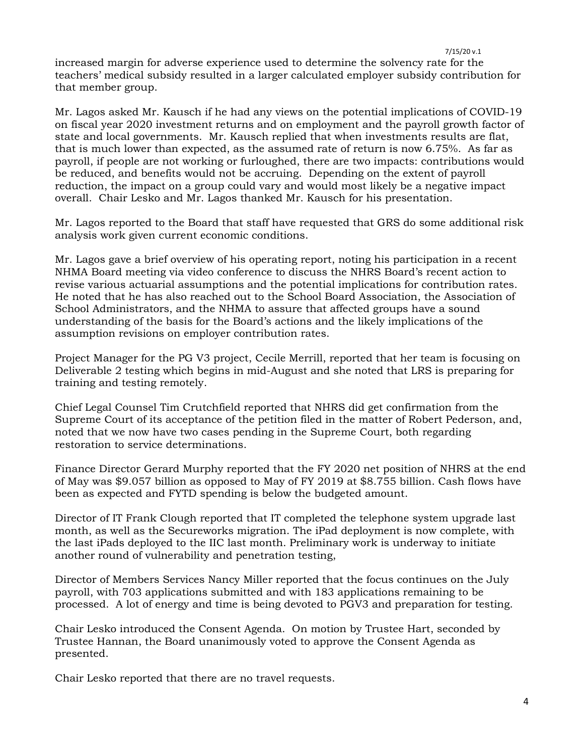increased margin for adverse experience used to determine the solvency rate for the teachers' medical subsidy resulted in a larger calculated employer subsidy contribution for that member group.

Mr. Lagos asked Mr. Kausch if he had any views on the potential implications of COVID-19 on fiscal year 2020 investment returns and on employment and the payroll growth factor of state and local governments. Mr. Kausch replied that when investments results are flat, that is much lower than expected, as the assumed rate of return is now 6.75%. As far as payroll, if people are not working or furloughed, there are two impacts: contributions would be reduced, and benefits would not be accruing. Depending on the extent of payroll reduction, the impact on a group could vary and would most likely be a negative impact overall. Chair Lesko and Mr. Lagos thanked Mr. Kausch for his presentation.

Mr. Lagos reported to the Board that staff have requested that GRS do some additional risk analysis work given current economic conditions.

Mr. Lagos gave a brief overview of his operating report, noting his participation in a recent NHMA Board meeting via video conference to discuss the NHRS Board's recent action to revise various actuarial assumptions and the potential implications for contribution rates. He noted that he has also reached out to the School Board Association, the Association of School Administrators, and the NHMA to assure that affected groups have a sound understanding of the basis for the Board's actions and the likely implications of the assumption revisions on employer contribution rates.

Project Manager for the PG V3 project, Cecile Merrill, reported that her team is focusing on Deliverable 2 testing which begins in mid-August and she noted that LRS is preparing for training and testing remotely.

Chief Legal Counsel Tim Crutchfield reported that NHRS did get confirmation from the Supreme Court of its acceptance of the petition filed in the matter of Robert Pederson, and, noted that we now have two cases pending in the Supreme Court, both regarding restoration to service determinations.

Finance Director Gerard Murphy reported that the FY 2020 net position of NHRS at the end of May was $9.057 billion as opposed to May of FY 2019 at $8.755 billion. Cash flows have been as expected and FYTD spending is below the budgeted amount.

Director of IT Frank Clough reported that IT completed the telephone system upgrade last month, as well as the Secureworks migration. The iPad deployment is now complete, with the last iPads deployed to the IIC last month. Preliminary work is underway to initiate another round of vulnerability and penetration testing,

Director of Members Services Nancy Miller reported that the focus continues on the July payroll, with 703 applications submitted and with 183 applications remaining to be processed. A lot of energy and time is being devoted to PGV3 and preparation for testing.

Chair Lesko introduced the Consent Agenda. On motion by Trustee Hart, seconded by Trustee Hannan, the Board unanimously voted to approve the Consent Agenda as presented.

Chair Lesko reported that there are no travel requests.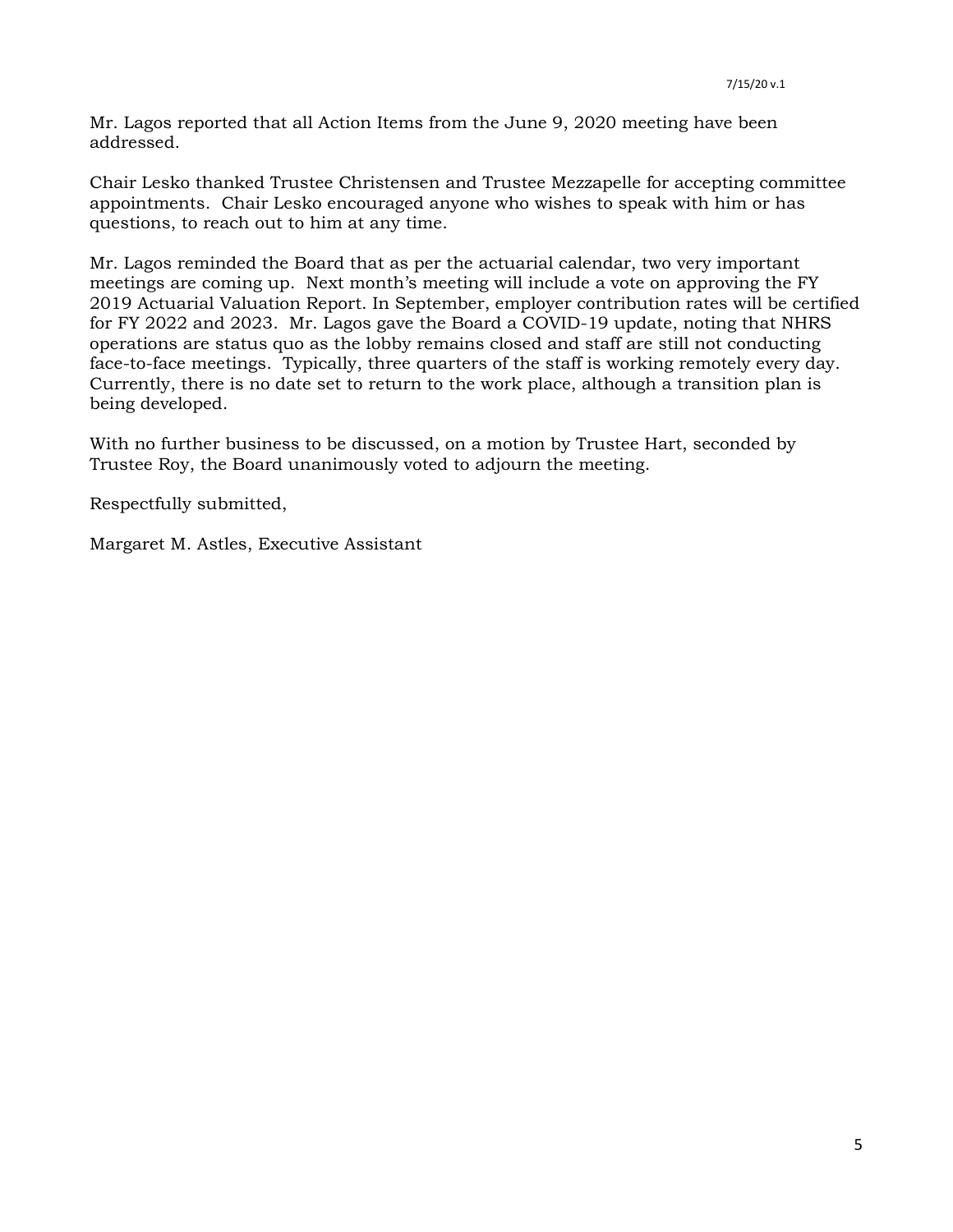Mr. Lagos reported that all Action Items from the June 9, 2020 meeting have been addressed.

Chair Lesko thanked Trustee Christensen and Trustee Mezzapelle for accepting committee appointments. Chair Lesko encouraged anyone who wishes to speak with him or has questions, to reach out to him at any time.

Mr. Lagos reminded the Board that as per the actuarial calendar, two very important meetings are coming up. Next month's meeting will include a vote on approving the FY 2019 Actuarial Valuation Report. In September, employer contribution rates will be certified for FY 2022 and 2023. Mr. Lagos gave the Board a COVID-19 update, noting that NHRS operations are status quo as the lobby remains closed and staff are still not conducting face-to-face meetings. Typically, three quarters of the staff is working remotely every day. Currently, there is no date set to return to the work place, although a transition plan is being developed.

With no further business to be discussed, on a motion by Trustee Hart, seconded by Trustee Roy, the Board unanimously voted to adjourn the meeting.

Respectfully submitted,

Margaret M. Astles, Executive Assistant